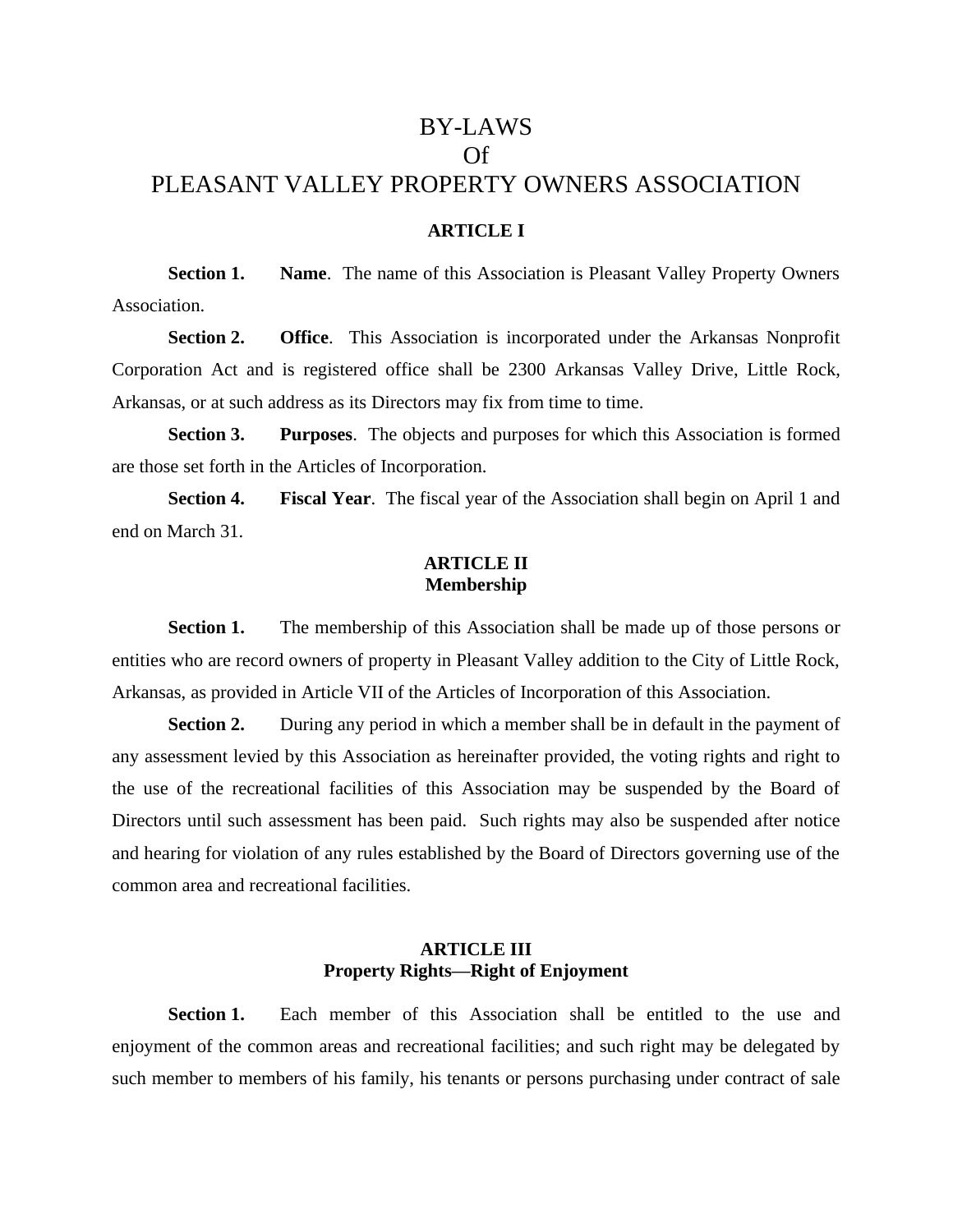# BY-LAWS
# Of
# PLEASANT VALLEY PROPERTY OWNERS ASSOCIATION

## ARTICLE I

**Section 1. Name**. The name of this Association is Pleasant Valley Property Owners Association.

**Section 2. Office**. This Association is incorporated under the Arkansas Nonprofit Corporation Act and is registered office shall be 2300 Arkansas Valley Drive, Little Rock, Arkansas, or at such address as its Directors may fix from time to time.

**Section 3. Purposes**. The objects and purposes for which this Association is formed are those set forth in the Articles of Incorporation.

**Section 4. Fiscal Year**. The fiscal year of the Association shall begin on April 1 and end on March 31.

## ARTICLE II
## Membership

**Section 1.** The membership of this Association shall be made up of those persons or entities who are record owners of property in Pleasant Valley addition to the City of Little Rock, Arkansas, as provided in Article VII of the Articles of Incorporation of this Association.

**Section 2.** During any period in which a member shall be in default in the payment of any assessment levied by this Association as hereinafter provided, the voting rights and right to the use of the recreational facilities of this Association may be suspended by the Board of Directors until such assessment has been paid. Such rights may also be suspended after notice and hearing for violation of any rules established by the Board of Directors governing use of the common area and recreational facilities.

## ARTICLE III
## Property Rights—Right of Enjoyment

**Section 1.** Each member of this Association shall be entitled to the use and enjoyment of the common areas and recreational facilities; and such right may be delegated by such member to members of his family, his tenants or persons purchasing under contract of sale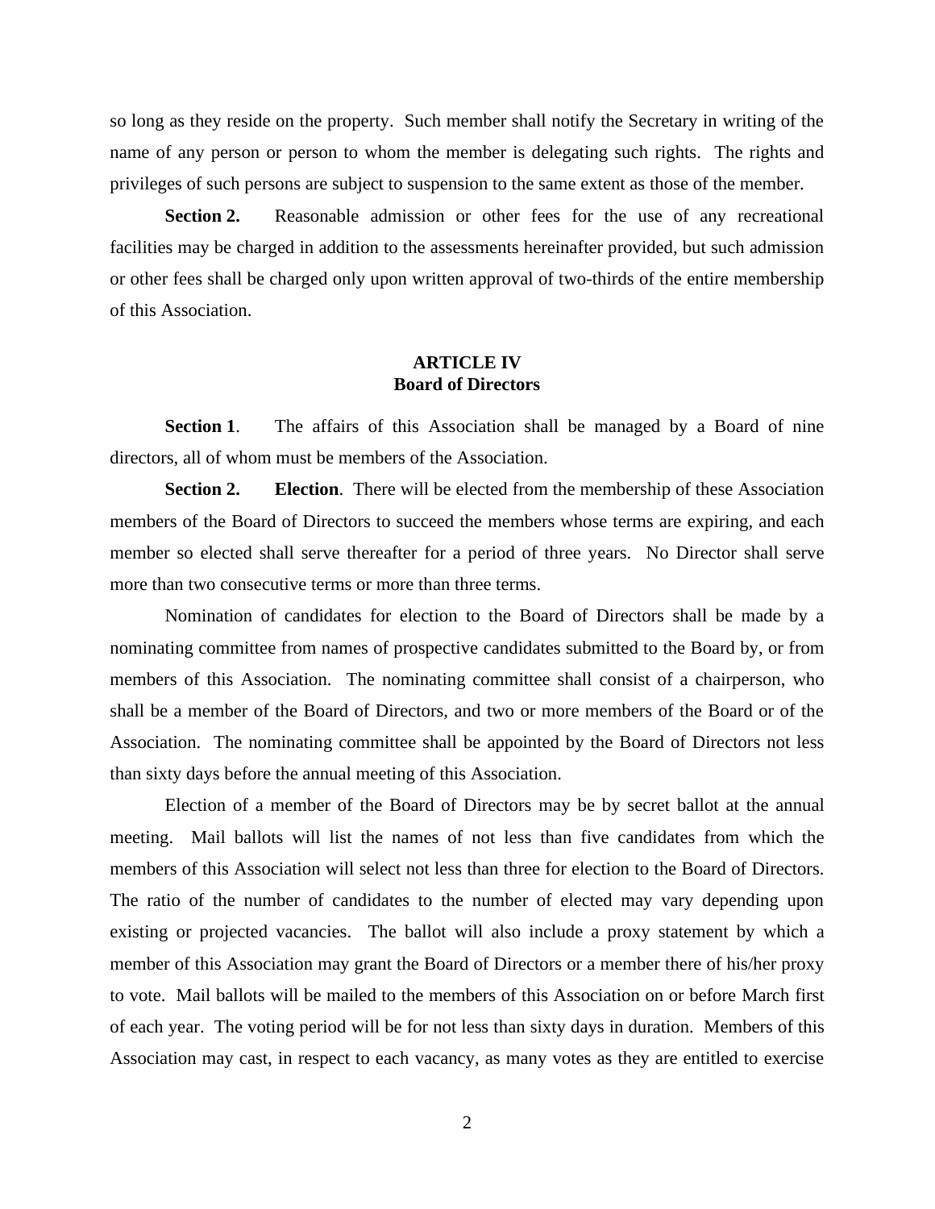so long as they reside on the property. Such member shall notify the Secretary in writing of the name of any person or person to whom the member is delegating such rights. The rights and privileges of such persons are subject to suspension to the same extent as those of the member.

**Section 2.** Reasonable admission or other fees for the use of any recreational facilities may be charged in addition to the assessments hereinafter provided, but such admission or other fees shall be charged only upon written approval of two-thirds of the entire membership of this Association.

## ARTICLE IV
## Board of Directors

**Section 1**. The affairs of this Association shall be managed by a Board of nine directors, all of whom must be members of the Association.

**Section 2.** **Election**. There will be elected from the membership of these Association members of the Board of Directors to succeed the members whose terms are expiring, and each member so elected shall serve thereafter for a period of three years. No Director shall serve more than two consecutive terms or more than three terms.

Nomination of candidates for election to the Board of Directors shall be made by a nominating committee from names of prospective candidates submitted to the Board by, or from members of this Association. The nominating committee shall consist of a chairperson, who shall be a member of the Board of Directors, and two or more members of the Board or of the Association. The nominating committee shall be appointed by the Board of Directors not less than sixty days before the annual meeting of this Association.

Election of a member of the Board of Directors may be by secret ballot at the annual meeting. Mail ballots will list the names of not less than five candidates from which the members of this Association will select not less than three for election to the Board of Directors. The ratio of the number of candidates to the number of elected may vary depending upon existing or projected vacancies. The ballot will also include a proxy statement by which a member of this Association may grant the Board of Directors or a member there of his/her proxy to vote. Mail ballots will be mailed to the members of this Association on or before March first of each year. The voting period will be for not less than sixty days in duration. Members of this Association may cast, in respect to each vacancy, as many votes as they are entitled to exercise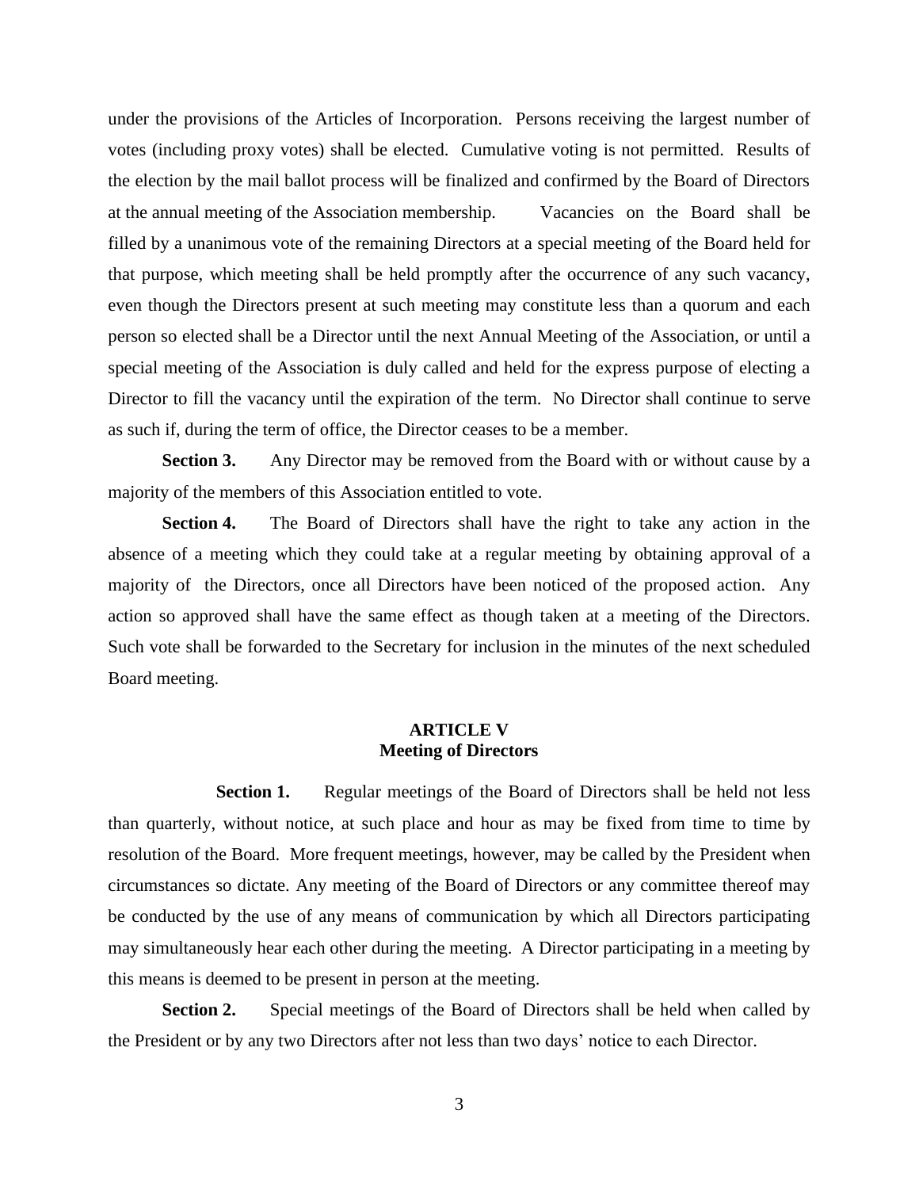under the provisions of the Articles of Incorporation. Persons receiving the largest number of votes (including proxy votes) shall be elected. Cumulative voting is not permitted. Results of the election by the mail ballot process will be finalized and confirmed by the Board of Directors at the annual meeting of the Association membership. Vacancies on the Board shall be filled by a unanimous vote of the remaining Directors at a special meeting of the Board held for that purpose, which meeting shall be held promptly after the occurrence of any such vacancy, even though the Directors present at such meeting may constitute less than a quorum and each person so elected shall be a Director until the next Annual Meeting of the Association, or until a special meeting of the Association is duly called and held for the express purpose of electing a Director to fill the vacancy until the expiration of the term. No Director shall continue to serve as such if, during the term of office, the Director ceases to be a member.

**Section 3.** Any Director may be removed from the Board with or without cause by a majority of the members of this Association entitled to vote.

**Section 4.** The Board of Directors shall have the right to take any action in the absence of a meeting which they could take at a regular meeting by obtaining approval of a majority of the Directors, once all Directors have been noticed of the proposed action. Any action so approved shall have the same effect as though taken at a meeting of the Directors. Such vote shall be forwarded to the Secretary for inclusion in the minutes of the next scheduled Board meeting.

## ARTICLE V
## Meeting of Directors

**Section 1.** Regular meetings of the Board of Directors shall be held not less than quarterly, without notice, at such place and hour as may be fixed from time to time by resolution of the Board. More frequent meetings, however, may be called by the President when circumstances so dictate. Any meeting of the Board of Directors or any committee thereof may be conducted by the use of any means of communication by which all Directors participating may simultaneously hear each other during the meeting. A Director participating in a meeting by this means is deemed to be present in person at the meeting.

**Section 2.** Special meetings of the Board of Directors shall be held when called by the President or by any two Directors after not less than two days' notice to each Director.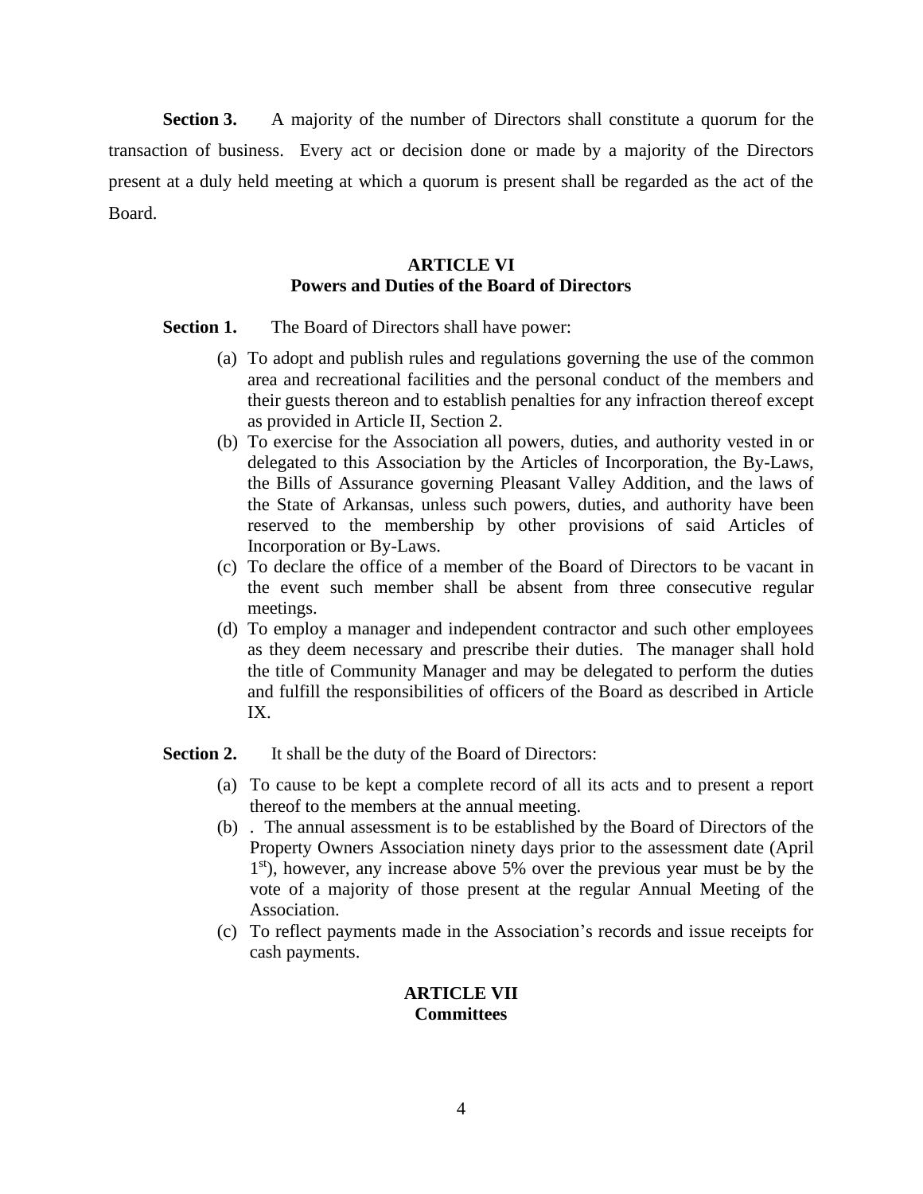**Section 3.** A majority of the number of Directors shall constitute a quorum for the transaction of business. Every act or decision done or made by a majority of the Directors present at a duly held meeting at which a quorum is present shall be regarded as the act of the Board.

## ARTICLE VI
## Powers and Duties of the Board of Directors

**Section 1.** The Board of Directors shall have power:

(a) To adopt and publish rules and regulations governing the use of the common area and recreational facilities and the personal conduct of the members and their guests thereon and to establish penalties for any infraction thereof except as provided in Article II, Section 2.

(b) To exercise for the Association all powers, duties, and authority vested in or delegated to this Association by the Articles of Incorporation, the By-Laws, the Bills of Assurance governing Pleasant Valley Addition, and the laws of the State of Arkansas, unless such powers, duties, and authority have been reserved to the membership by other provisions of said Articles of Incorporation or By-Laws.

(c) To declare the office of a member of the Board of Directors to be vacant in the event such member shall be absent from three consecutive regular meetings.

(d) To employ a manager and independent contractor and such other employees as they deem necessary and prescribe their duties. The manager shall hold the title of Community Manager and may be delegated to perform the duties and fulfill the responsibilities of officers of the Board as described in Article IX.

**Section 2.** It shall be the duty of the Board of Directors:

(a) To cause to be kept a complete record of all its acts and to present a report thereof to the members at the annual meeting.

(b) . The annual assessment is to be established by the Board of Directors of the Property Owners Association ninety days prior to the assessment date (April 1st), however, any increase above 5% over the previous year must be by the vote of a majority of those present at the regular Annual Meeting of the Association.

(c) To reflect payments made in the Association's records and issue receipts for cash payments.

## ARTICLE VII
## Committees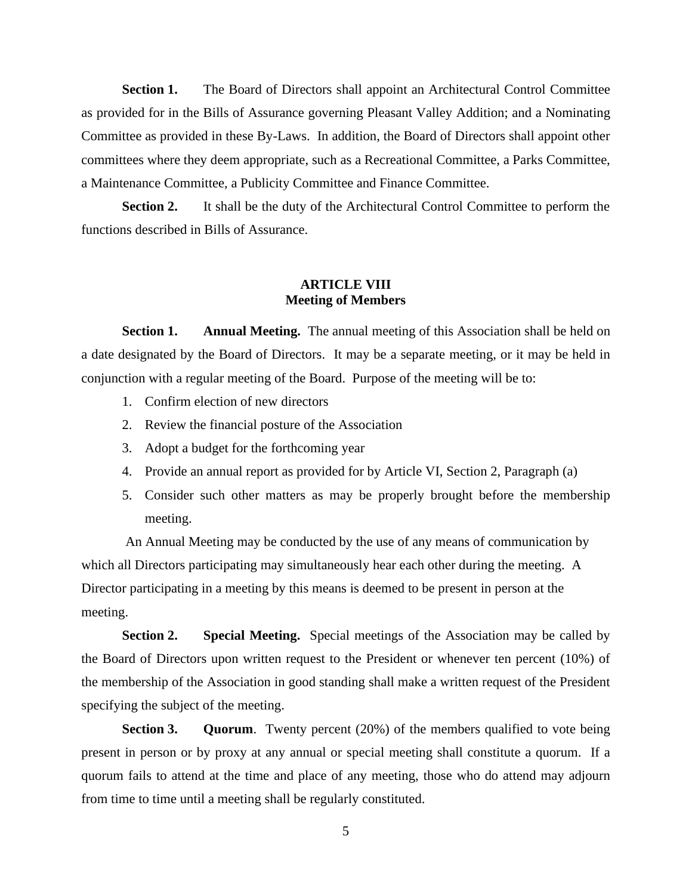**Section 1.** The Board of Directors shall appoint an Architectural Control Committee as provided for in the Bills of Assurance governing Pleasant Valley Addition; and a Nominating Committee as provided in these By-Laws. In addition, the Board of Directors shall appoint other committees where they deem appropriate, such as a Recreational Committee, a Parks Committee, a Maintenance Committee, a Publicity Committee and Finance Committee.

**Section 2.** It shall be the duty of the Architectural Control Committee to perform the functions described in Bills of Assurance.

## ARTICLE VIII
## Meeting of Members

**Section 1. Annual Meeting.** The annual meeting of this Association shall be held on a date designated by the Board of Directors. It may be a separate meeting, or it may be held in conjunction with a regular meeting of the Board. Purpose of the meeting will be to:

1. Confirm election of new directors
2. Review the financial posture of the Association
3. Adopt a budget for the forthcoming year
4. Provide an annual report as provided for by Article VI, Section 2, Paragraph (a)
5. Consider such other matters as may be properly brought before the membership meeting.

An Annual Meeting may be conducted by the use of any means of communication by which all Directors participating may simultaneously hear each other during the meeting. A Director participating in a meeting by this means is deemed to be present in person at the meeting.

**Section 2. Special Meeting.** Special meetings of the Association may be called by the Board of Directors upon written request to the President or whenever ten percent (10%) of the membership of the Association in good standing shall make a written request of the President specifying the subject of the meeting.

**Section 3. Quorum**. Twenty percent (20%) of the members qualified to vote being present in person or by proxy at any annual or special meeting shall constitute a quorum. If a quorum fails to attend at the time and place of any meeting, those who do attend may adjourn from time to time until a meeting shall be regularly constituted.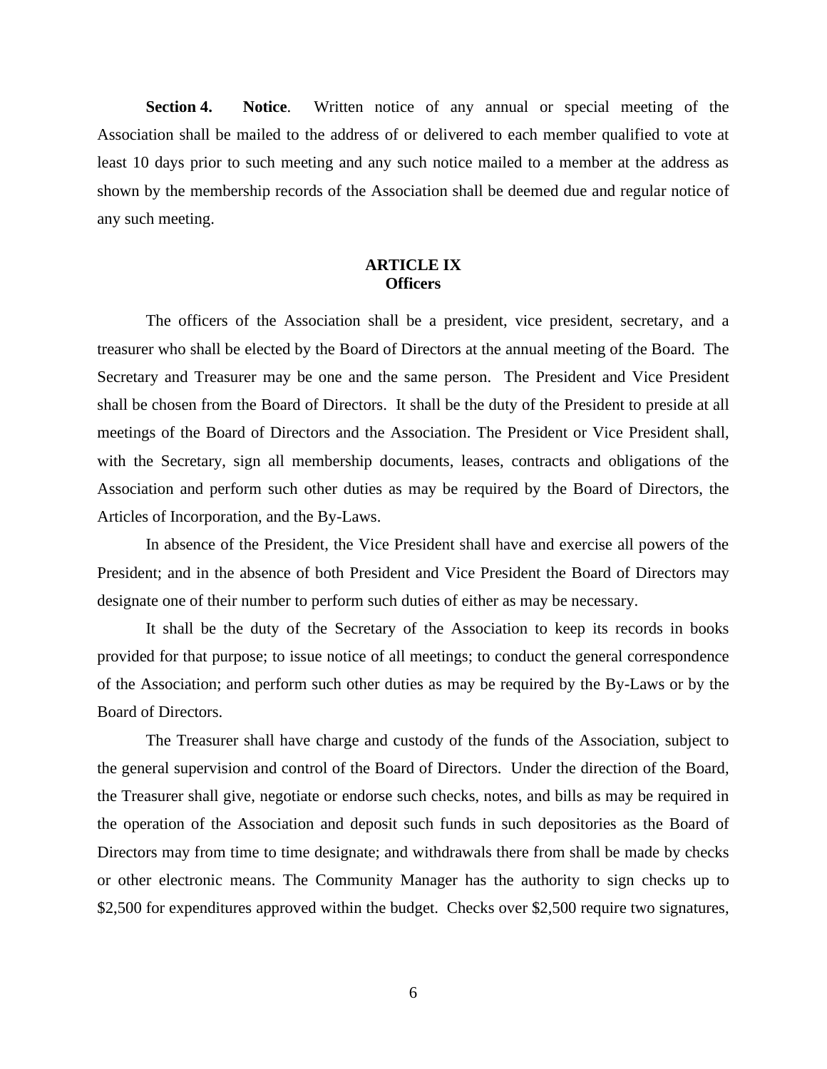**Section 4. Notice**. Written notice of any annual or special meeting of the Association shall be mailed to the address of or delivered to each member qualified to vote at least 10 days prior to such meeting and any such notice mailed to a member at the address as shown by the membership records of the Association shall be deemed due and regular notice of any such meeting.

## ARTICLE IX
## Officers

The officers of the Association shall be a president, vice president, secretary, and a treasurer who shall be elected by the Board of Directors at the annual meeting of the Board. The Secretary and Treasurer may be one and the same person. The President and Vice President shall be chosen from the Board of Directors. It shall be the duty of the President to preside at all meetings of the Board of Directors and the Association. The President or Vice President shall, with the Secretary, sign all membership documents, leases, contracts and obligations of the Association and perform such other duties as may be required by the Board of Directors, the Articles of Incorporation, and the By-Laws.

In absence of the President, the Vice President shall have and exercise all powers of the President; and in the absence of both President and Vice President the Board of Directors may designate one of their number to perform such duties of either as may be necessary.

It shall be the duty of the Secretary of the Association to keep its records in books provided for that purpose; to issue notice of all meetings; to conduct the general correspondence of the Association; and perform such other duties as may be required by the By-Laws or by the Board of Directors.

The Treasurer shall have charge and custody of the funds of the Association, subject to the general supervision and control of the Board of Directors. Under the direction of the Board, the Treasurer shall give, negotiate or endorse such checks, notes, and bills as may be required in the operation of the Association and deposit such funds in such depositories as the Board of Directors may from time to time designate; and withdrawals there from shall be made by checks or other electronic means. The Community Manager has the authority to sign checks up to $2,500 for expenditures approved within the budget. Checks over $2,500 require two signatures,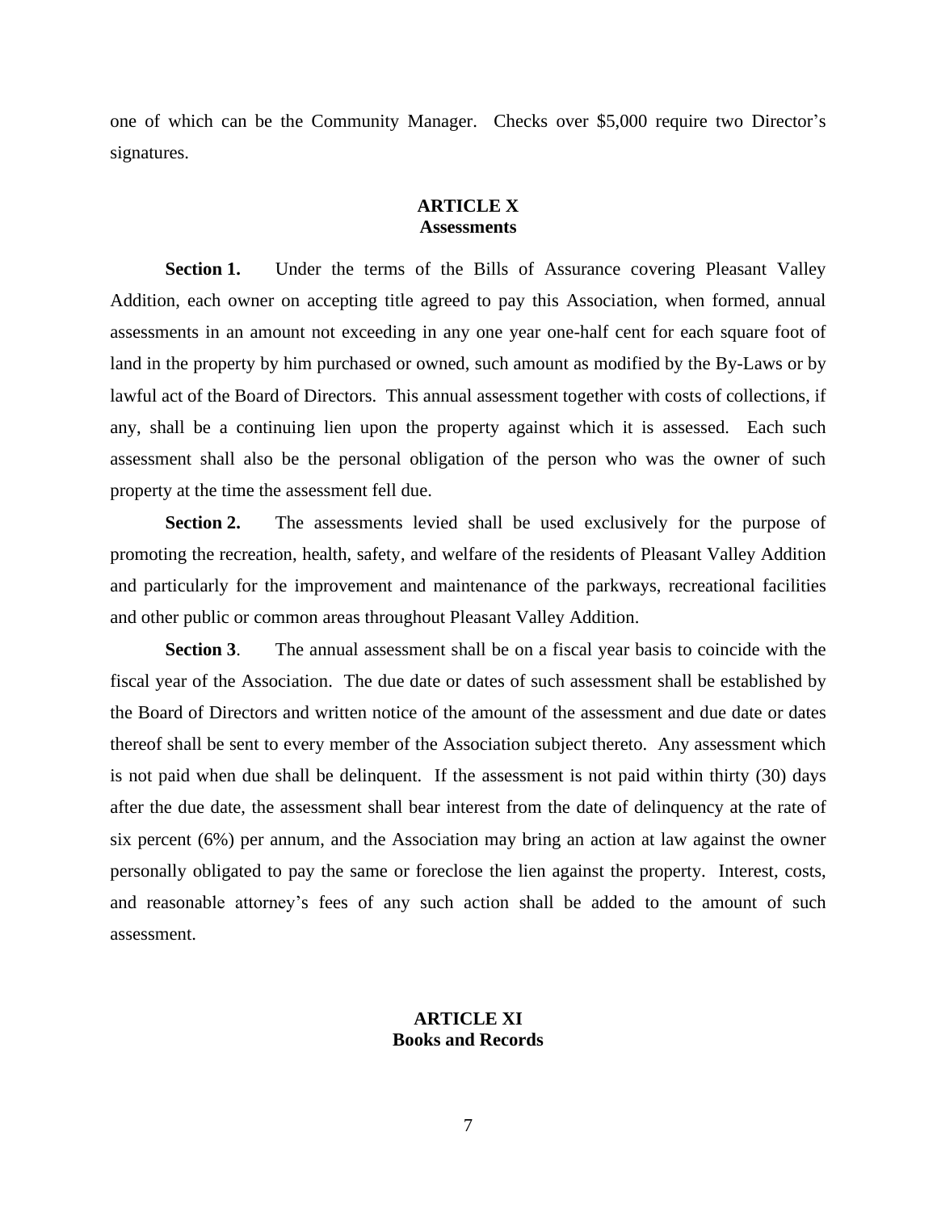one of which can be the Community Manager. Checks over $5,000 require two Director's signatures.

## ARTICLE X
## Assessments

**Section 1.** Under the terms of the Bills of Assurance covering Pleasant Valley Addition, each owner on accepting title agreed to pay this Association, when formed, annual assessments in an amount not exceeding in any one year one-half cent for each square foot of land in the property by him purchased or owned, such amount as modified by the By-Laws or by lawful act of the Board of Directors. This annual assessment together with costs of collections, if any, shall be a continuing lien upon the property against which it is assessed. Each such assessment shall also be the personal obligation of the person who was the owner of such property at the time the assessment fell due.

**Section 2.** The assessments levied shall be used exclusively for the purpose of promoting the recreation, health, safety, and welfare of the residents of Pleasant Valley Addition and particularly for the improvement and maintenance of the parkways, recreational facilities and other public or common areas throughout Pleasant Valley Addition.

**Section 3**. The annual assessment shall be on a fiscal year basis to coincide with the fiscal year of the Association. The due date or dates of such assessment shall be established by the Board of Directors and written notice of the amount of the assessment and due date or dates thereof shall be sent to every member of the Association subject thereto. Any assessment which is not paid when due shall be delinquent. If the assessment is not paid within thirty (30) days after the due date, the assessment shall bear interest from the date of delinquency at the rate of six percent (6%) per annum, and the Association may bring an action at law against the owner personally obligated to pay the same or foreclose the lien against the property. Interest, costs, and reasonable attorney's fees of any such action shall be added to the amount of such assessment.

## ARTICLE XI
## Books and Records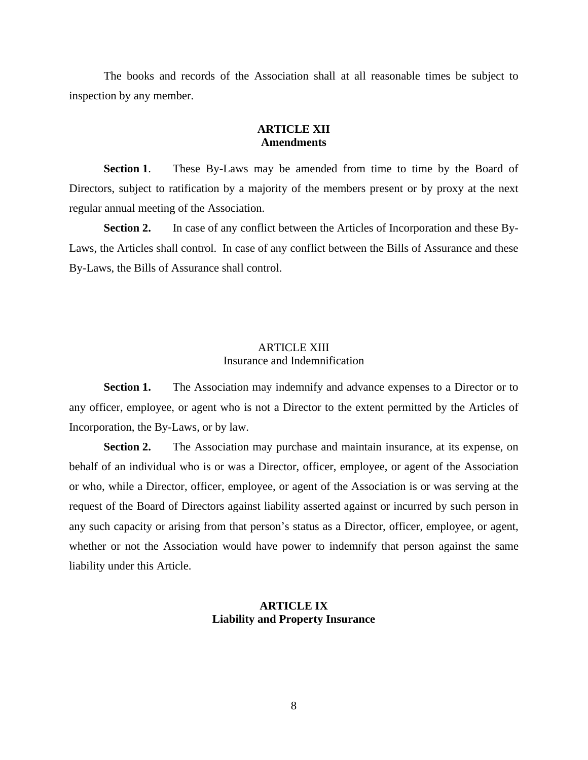The books and records of the Association shall at all reasonable times be subject to inspection by any member.

## ARTICLE XII
## Amendments

**Section 1**. These By-Laws may be amended from time to time by the Board of Directors, subject to ratification by a majority of the members present or by proxy at the next regular annual meeting of the Association.

**Section 2.** In case of any conflict between the Articles of Incorporation and these By-Laws, the Articles shall control. In case of any conflict between the Bills of Assurance and these By-Laws, the Bills of Assurance shall control.

## ARTICLE XIII
## Insurance and Indemnification

**Section 1.** The Association may indemnify and advance expenses to a Director or to any officer, employee, or agent who is not a Director to the extent permitted by the Articles of Incorporation, the By-Laws, or by law.

**Section 2.** The Association may purchase and maintain insurance, at its expense, on behalf of an individual who is or was a Director, officer, employee, or agent of the Association or who, while a Director, officer, employee, or agent of the Association is or was serving at the request of the Board of Directors against liability asserted against or incurred by such person in any such capacity or arising from that person's status as a Director, officer, employee, or agent, whether or not the Association would have power to indemnify that person against the same liability under this Article.

## ARTICLE IX
## Liability and Property Insurance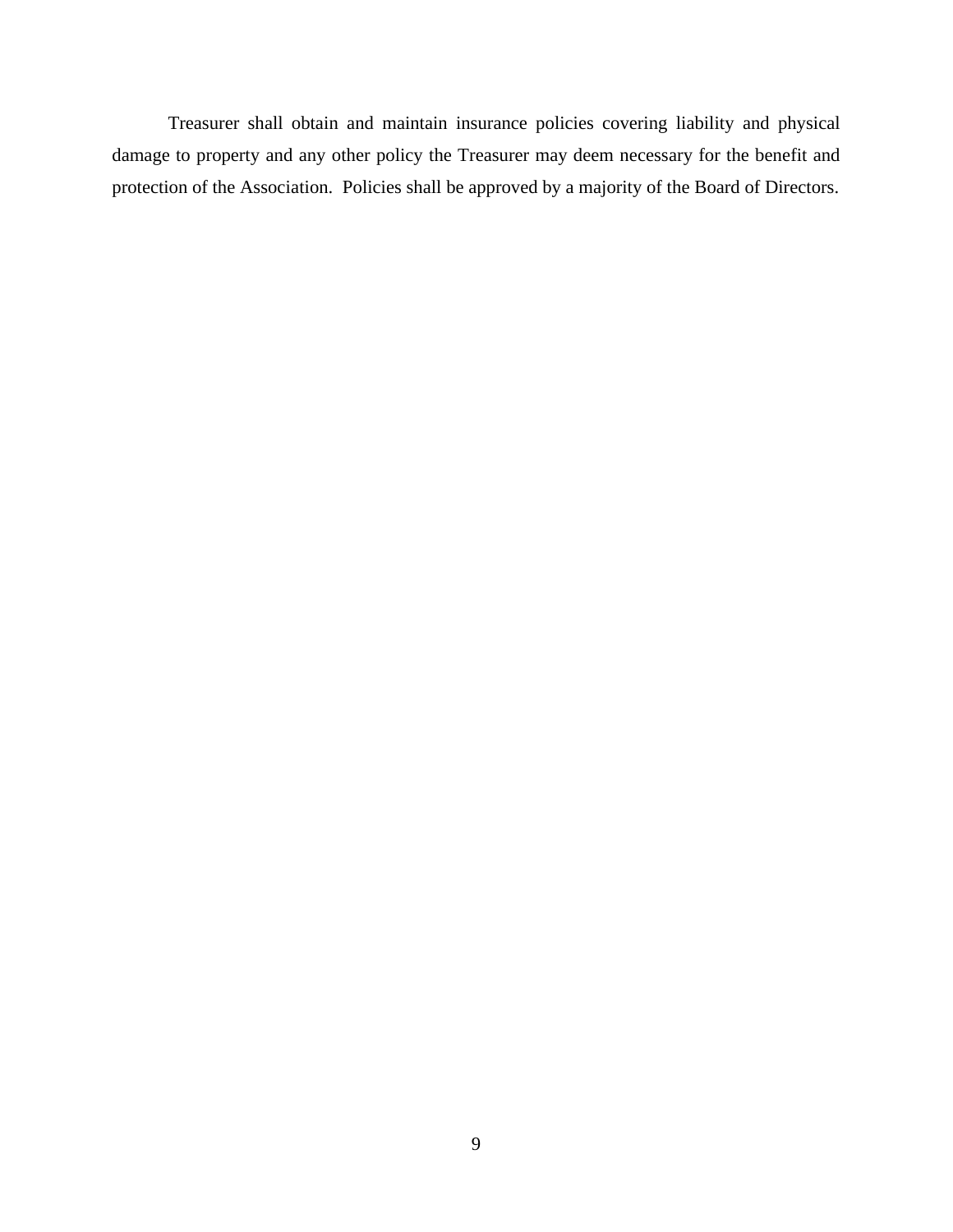Treasurer shall obtain and maintain insurance policies covering liability and physical damage to property and any other policy the Treasurer may deem necessary for the benefit and protection of the Association. Policies shall be approved by a majority of the Board of Directors.